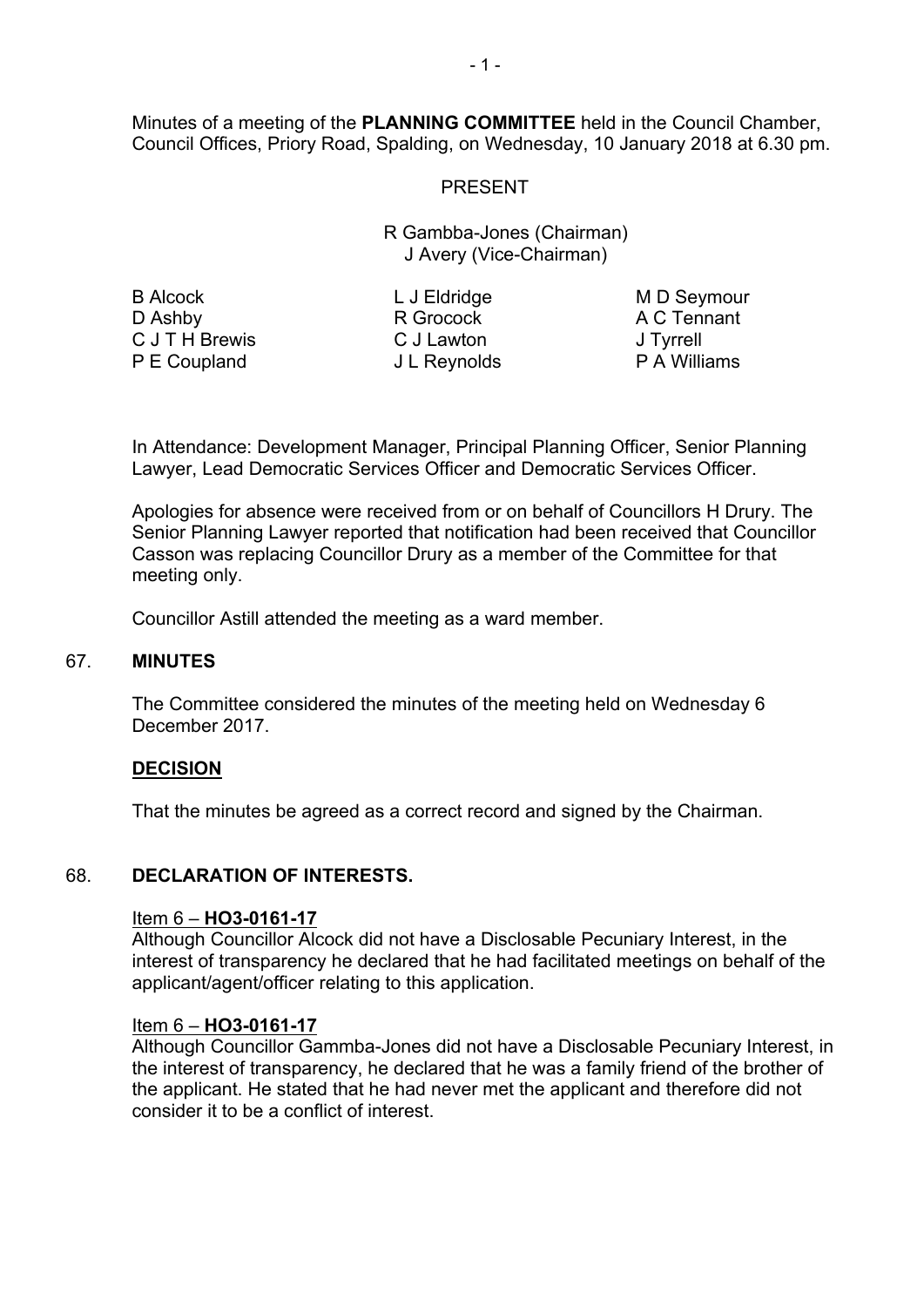Minutes of a meeting of the **PLANNING COMMITTEE** held in the Council Chamber, Council Offices, Priory Road, Spalding, on Wednesday, 10 January 2018 at 6.30 pm.

PRESENT

R Gambba-Jones (Chairman)
J Avery (Vice-Chairman)

| | | |
|---|---|---|
| B Alcock | L J Eldridge | M D Seymour |
| D Ashby | R Grocock | A C Tennant |
| C J T H Brewis | C J Lawton | J Tyrrell |
| P E Coupland | J L Reynolds | P A Williams |

In Attendance: Development Manager, Principal Planning Officer, Senior Planning Lawyer, Lead Democratic Services Officer and Democratic Services Officer.

Apologies for absence were received from or on behalf of Councillors H Drury. The Senior Planning Lawyer reported that notification had been received that Councillor Casson was replacing Councillor Drury as a member of the Committee for that meeting only.

Councillor Astill attended the meeting as a ward member.

## 67. MINUTES

The Committee considered the minutes of the meeting held on Wednesday 6 December 2017.

**DECISION**

That the minutes be agreed as a correct record and signed by the Chairman.

## 68. DECLARATION OF INTERESTS.

Item 6 – **HO3-0161-17**
Although Councillor Alcock did not have a Disclosable Pecuniary Interest, in the interest of transparency he declared that he had facilitated meetings on behalf of the applicant/agent/officer relating to this application.

Item 6 – **HO3-0161-17**
Although Councillor Gammba-Jones did not have a Disclosable Pecuniary Interest, in the interest of transparency, he declared that he was a family friend of the brother of the applicant. He stated that he had never met the applicant and therefore did not consider it to be a conflict of interest.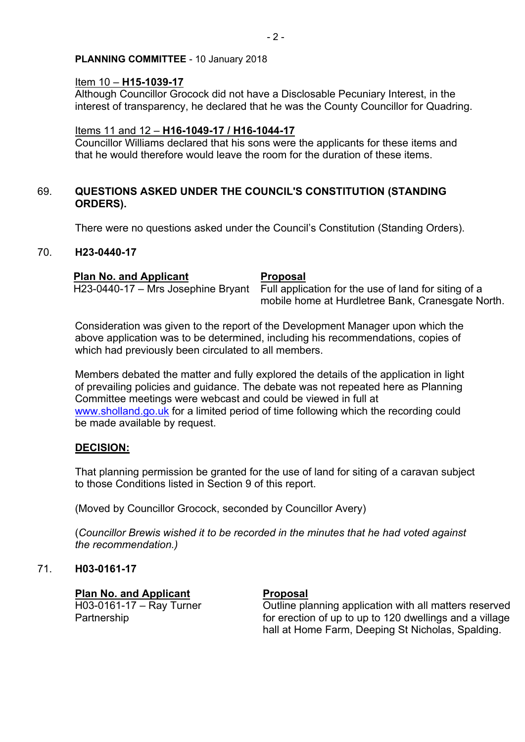**PLANNING COMMITTEE** - 10 January 2018

Item 10 – **H15-1039-17**
Although Councillor Grocock did not have a Disclosable Pecuniary Interest, in the interest of transparency, he declared that he was the County Councillor for Quadring.

Items 11 and 12 – **H16-1049-17 / H16-1044-17**
Councillor Williams declared that his sons were the applicants for these items and that he would therefore would leave the room for the duration of these items.

69. **QUESTIONS ASKED UNDER THE COUNCIL'S CONSTITUTION (STANDING ORDERS).**

There were no questions asked under the Council's Constitution (Standing Orders).

70. **H23-0440-17**

| **Plan No. and Applicant** | **Proposal** |
|---|---|
| H23-0440-17 – Mrs Josephine Bryant | Full application for the use of land for siting of a mobile home at Hurdletree Bank, Cranesgate North. |

Consideration was given to the report of the Development Manager upon which the above application was to be determined, including his recommendations, copies of which had previously been circulated to all members.

Members debated the matter and fully explored the details of the application in light of prevailing policies and guidance. The debate was not repeated here as Planning Committee meetings were webcast and could be viewed in full at www.sholland.go.uk for a limited period of time following which the recording could be made available by request.

**DECISION:**

That planning permission be granted for the use of land for siting of a caravan subject to those Conditions listed in Section 9 of this report.

(Moved by Councillor Grocock, seconded by Councillor Avery)

(*Councillor Brewis wished it to be recorded in the minutes that he had voted against the recommendation.)*

71. **H03-0161-17**

| **Plan No. and Applicant** | **Proposal** |
|---|---|
| H03-0161-17 – Ray Turner Partnership | Outline planning application with all matters reserved for erection of up to up to 120 dwellings and a village hall at Home Farm, Deeping St Nicholas, Spalding. |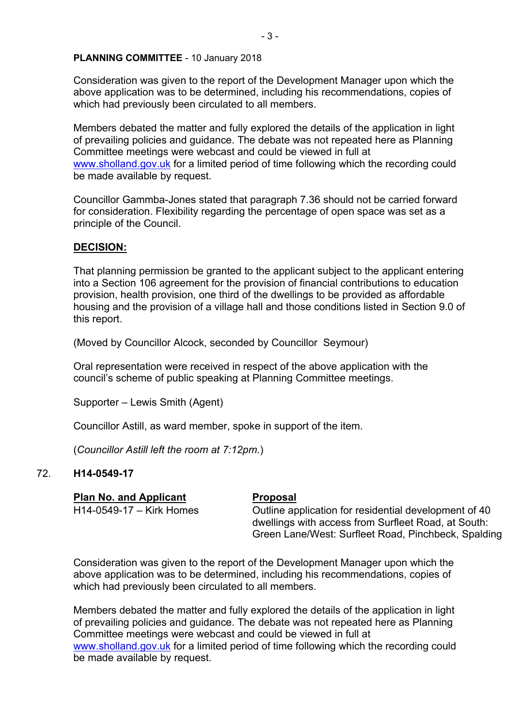**PLANNING COMMITTEE** - 10 January 2018

Consideration was given to the report of the Development Manager upon which the above application was to be determined, including his recommendations, copies of which had previously been circulated to all members.

Members debated the matter and fully explored the details of the application in light of prevailing policies and guidance. The debate was not repeated here as Planning Committee meetings were webcast and could be viewed in full at www.sholland.gov.uk for a limited period of time following which the recording could be made available by request.

Councillor Gammba-Jones stated that paragraph 7.36 should not be carried forward for consideration. Flexibility regarding the percentage of open space was set as a principle of the Council.

**DECISION:**

That planning permission be granted to the applicant subject to the applicant entering into a Section 106 agreement for the provision of financial contributions to education provision, health provision, one third of the dwellings to be provided as affordable housing and the provision of a village hall and those conditions listed in Section 9.0 of this report.

(Moved by Councillor Alcock, seconded by Councillor Seymour)

Oral representation were received in respect of the above application with the council's scheme of public speaking at Planning Committee meetings.

Supporter – Lewis Smith (Agent)

Councillor Astill, as ward member, spoke in support of the item.

(*Councillor Astill left the room at 7:12pm.*)

72. **H14-0549-17**

| Plan No. and Applicant | Proposal |
| --- | --- |
| H14-0549-17 – Kirk Homes | Outline application for residential development of 40 dwellings with access from Surfleet Road, at South: Green Lane/West: Surfleet Road, Pinchbeck, Spalding |

Consideration was given to the report of the Development Manager upon which the above application was to be determined, including his recommendations, copies of which had previously been circulated to all members.

Members debated the matter and fully explored the details of the application in light of prevailing policies and guidance. The debate was not repeated here as Planning Committee meetings were webcast and could be viewed in full at www.sholland.gov.uk for a limited period of time following which the recording could be made available by request.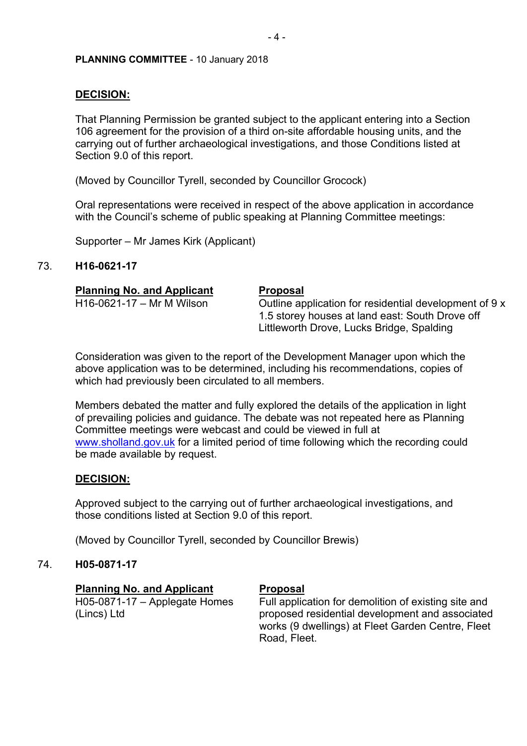**PLANNING COMMITTEE** - 10 January 2018

**DECISION:**

That Planning Permission be granted subject to the applicant entering into a Section 106 agreement for the provision of a third on-site affordable housing units, and the carrying out of further archaeological investigations, and those Conditions listed at Section 9.0 of this report.

(Moved by Councillor Tyrell, seconded by Councillor Grocock)

Oral representations were received in respect of the above application in accordance with the Council's scheme of public speaking at Planning Committee meetings:

Supporter – Mr James Kirk (Applicant)

73. **H16-0621-17**

| **Planning No. and Applicant** | **Proposal** |
|---|---|
| H16-0621-17 – Mr M Wilson | Outline application for residential development of 9 x 1.5 storey houses at land east: South Drove off Littleworth Drove, Lucks Bridge, Spalding |

Consideration was given to the report of the Development Manager upon which the above application was to be determined, including his recommendations, copies of which had previously been circulated to all members.

Members debated the matter and fully explored the details of the application in light of prevailing policies and guidance. The debate was not repeated here as Planning Committee meetings were webcast and could be viewed in full at www.sholland.gov.uk for a limited period of time following which the recording could be made available by request.

**DECISION:**

Approved subject to the carrying out of further archaeological investigations, and those conditions listed at Section 9.0 of this report.

(Moved by Councillor Tyrell, seconded by Councillor Brewis)

74. **H05-0871-17**

| **Planning No. and Applicant** | **Proposal** |
|---|---|
| H05-0871-17 – Applegate Homes (Lincs) Ltd | Full application for demolition of existing site and proposed residential development and associated works (9 dwellings) at Fleet Garden Centre, Fleet Road, Fleet. |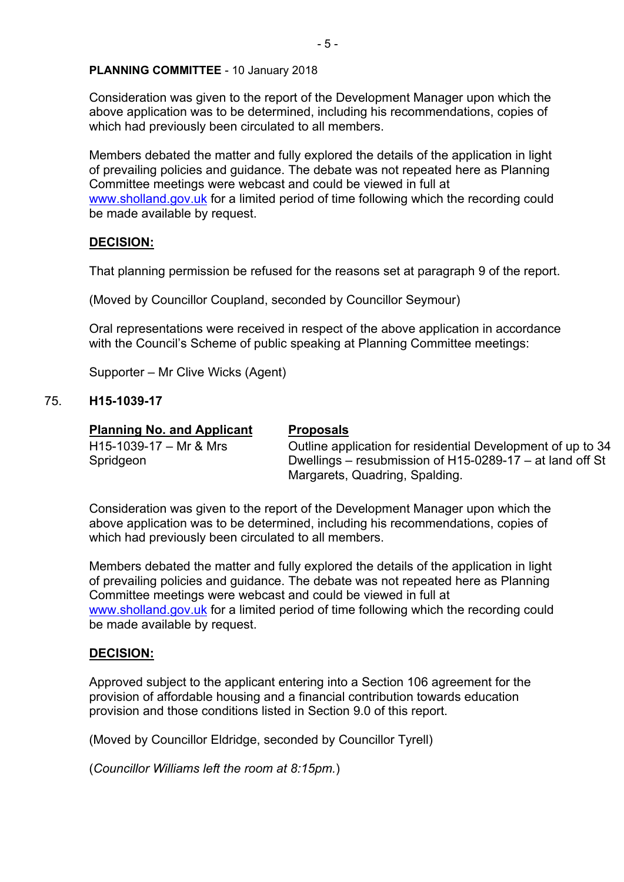**PLANNING COMMITTEE** - 10 January 2018

Consideration was given to the report of the Development Manager upon which the above application was to be determined, including his recommendations, copies of which had previously been circulated to all members.

Members debated the matter and fully explored the details of the application in light of prevailing policies and guidance. The debate was not repeated here as Planning Committee meetings were webcast and could be viewed in full at www.sholland.gov.uk for a limited period of time following which the recording could be made available by request.

**DECISION:**

That planning permission be refused for the reasons set at paragraph 9 of the report.

(Moved by Councillor Coupland, seconded by Councillor Seymour)

Oral representations were received in respect of the above application in accordance with the Council's Scheme of public speaking at Planning Committee meetings:

Supporter – Mr Clive Wicks (Agent)

75. **H15-1039-17**

| **Planning No. and Applicant** | **Proposals** |
| --- | --- |
| H15-1039-17 – Mr & Mrs Spridgeon | Outline application for residential Development of up to 34 Dwellings – resubmission of H15-0289-17 – at land off St Margarets, Quadring, Spalding. |

Consideration was given to the report of the Development Manager upon which the above application was to be determined, including his recommendations, copies of which had previously been circulated to all members.

Members debated the matter and fully explored the details of the application in light of prevailing policies and guidance. The debate was not repeated here as Planning Committee meetings were webcast and could be viewed in full at www.sholland.gov.uk for a limited period of time following which the recording could be made available by request.

**DECISION:**

Approved subject to the applicant entering into a Section 106 agreement for the provision of affordable housing and a financial contribution towards education provision and those conditions listed in Section 9.0 of this report.

(Moved by Councillor Eldridge, seconded by Councillor Tyrell)

(*Councillor Williams left the room at 8:15pm.*)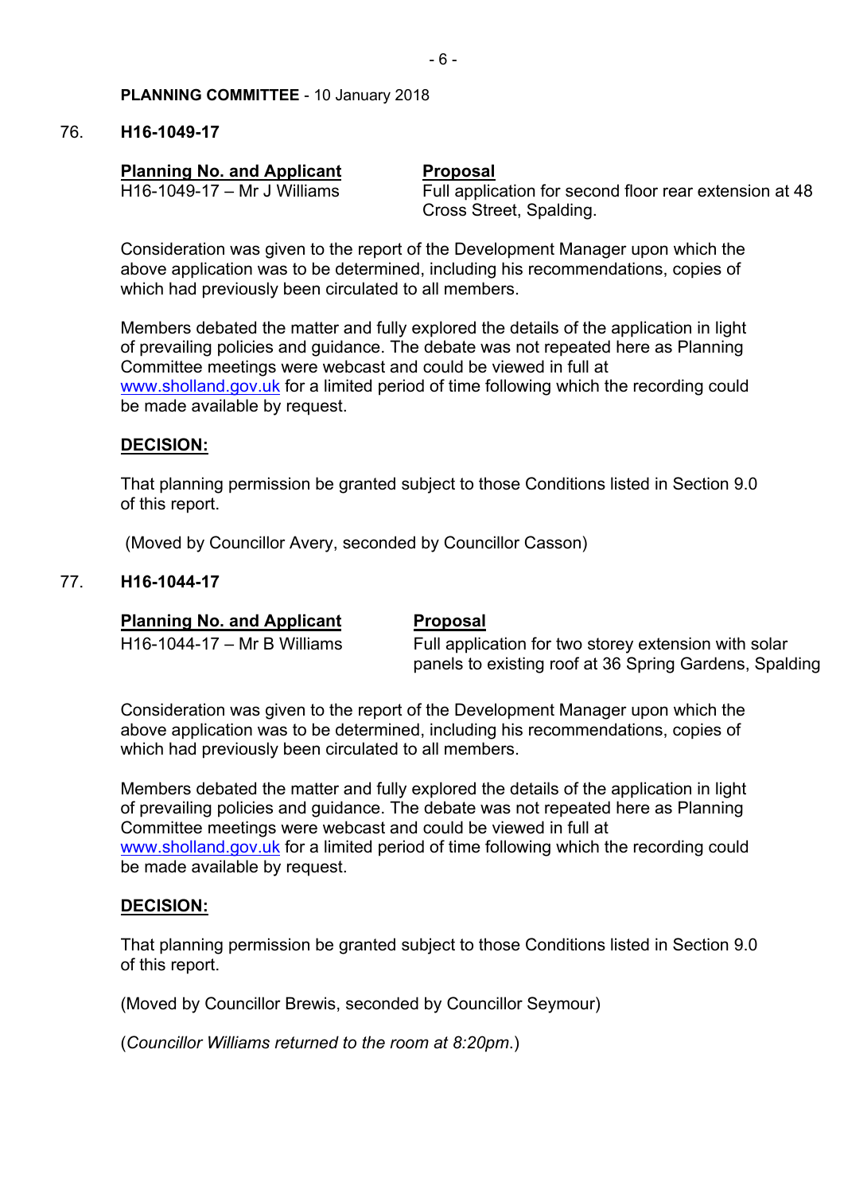**PLANNING COMMITTEE** - 10 January 2018

76. **H16-1049-17**

| **Planning No. and Applicant** | **Proposal** |
|---|---|
| H16-1049-17 – Mr J Williams | Full application for second floor rear extension at 48 Cross Street, Spalding. |

Consideration was given to the report of the Development Manager upon which the above application was to be determined, including his recommendations, copies of which had previously been circulated to all members.

Members debated the matter and fully explored the details of the application in light of prevailing policies and guidance. The debate was not repeated here as Planning Committee meetings were webcast and could be viewed in full at www.sholland.gov.uk for a limited period of time following which the recording could be made available by request.

**DECISION:**

That planning permission be granted subject to those Conditions listed in Section 9.0 of this report.

(Moved by Councillor Avery, seconded by Councillor Casson)

77. **H16-1044-17**

| **Planning No. and Applicant** | **Proposal** |
|---|---|
| H16-1044-17 – Mr B Williams | Full application for two storey extension with solar panels to existing roof at 36 Spring Gardens, Spalding |

Consideration was given to the report of the Development Manager upon which the above application was to be determined, including his recommendations, copies of which had previously been circulated to all members.

Members debated the matter and fully explored the details of the application in light of prevailing policies and guidance. The debate was not repeated here as Planning Committee meetings were webcast and could be viewed in full at www.sholland.gov.uk for a limited period of time following which the recording could be made available by request.

**DECISION:**

That planning permission be granted subject to those Conditions listed in Section 9.0 of this report.

(Moved by Councillor Brewis, seconded by Councillor Seymour)

(*Councillor Williams returned to the room at 8:20pm.*)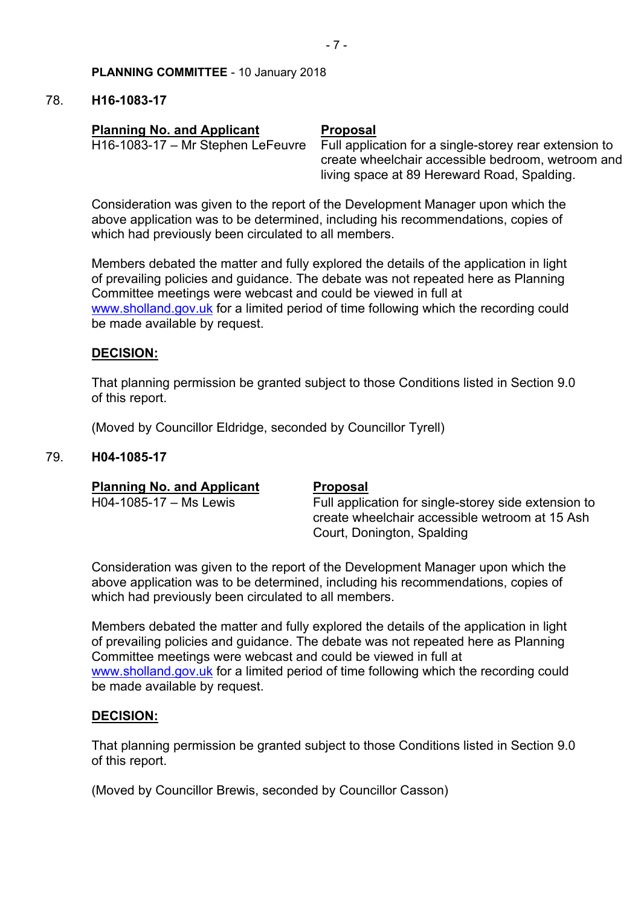**PLANNING COMMITTEE** - 10 January 2018

78. **H16-1083-17**

| **Planning No. and Applicant** | **Proposal** |
| --- | --- |
| H16-1083-17 – Mr Stephen LeFeuvre | Full application for a single-storey rear extension to create wheelchair accessible bedroom, wetroom and living space at 89 Hereward Road, Spalding. |

Consideration was given to the report of the Development Manager upon which the above application was to be determined, including his recommendations, copies of which had previously been circulated to all members.

Members debated the matter and fully explored the details of the application in light of prevailing policies and guidance. The debate was not repeated here as Planning Committee meetings were webcast and could be viewed in full at www.sholland.gov.uk for a limited period of time following which the recording could be made available by request.

**DECISION:**

That planning permission be granted subject to those Conditions listed in Section 9.0 of this report.

(Moved by Councillor Eldridge, seconded by Councillor Tyrell)

79. **H04-1085-17**

| **Planning No. and Applicant** | **Proposal** |
| --- | --- |
| H04-1085-17 – Ms Lewis | Full application for single-storey side extension to create wheelchair accessible wetroom at 15 Ash Court, Donington, Spalding |

Consideration was given to the report of the Development Manager upon which the above application was to be determined, including his recommendations, copies of which had previously been circulated to all members.

Members debated the matter and fully explored the details of the application in light of prevailing policies and guidance. The debate was not repeated here as Planning Committee meetings were webcast and could be viewed in full at www.sholland.gov.uk for a limited period of time following which the recording could be made available by request.

**DECISION:**

That planning permission be granted subject to those Conditions listed in Section 9.0 of this report.

(Moved by Councillor Brewis, seconded by Councillor Casson)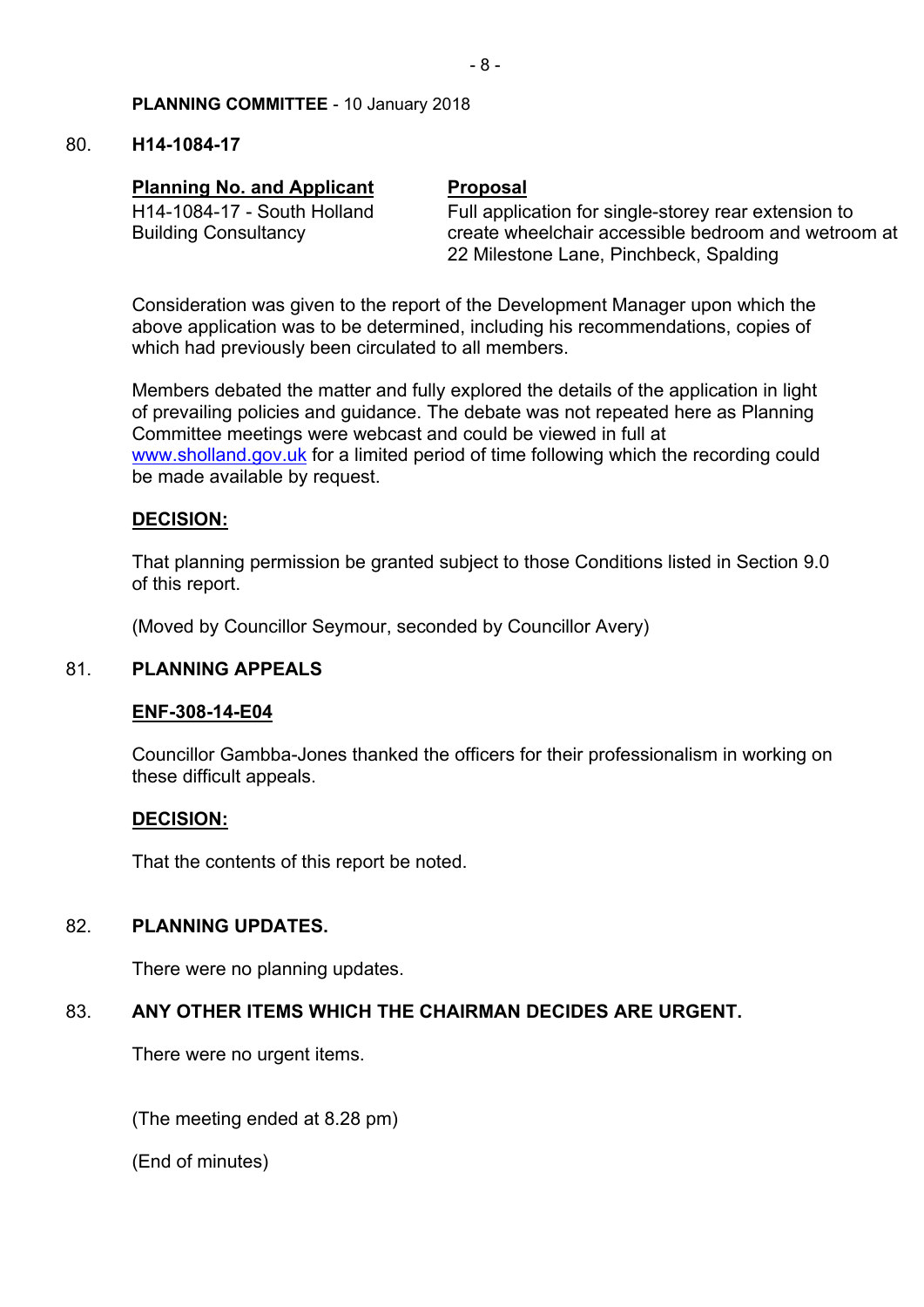**PLANNING COMMITTEE** - 10 January 2018

80. **H14-1084-17**

| **Planning No. and Applicant** | **Proposal** |
|---|---|
| H14-1084-17 - South Holland Building Consultancy | Full application for single-storey rear extension to create wheelchair accessible bedroom and wetroom at 22 Milestone Lane, Pinchbeck, Spalding |

Consideration was given to the report of the Development Manager upon which the above application was to be determined, including his recommendations, copies of which had previously been circulated to all members.

Members debated the matter and fully explored the details of the application in light of prevailing policies and guidance. The debate was not repeated here as Planning Committee meetings were webcast and could be viewed in full at www.sholland.gov.uk for a limited period of time following which the recording could be made available by request.

**DECISION:**

That planning permission be granted subject to those Conditions listed in Section 9.0 of this report.

(Moved by Councillor Seymour, seconded by Councillor Avery)

81. **PLANNING APPEALS**

**ENF-308-14-E04**

Councillor Gambba-Jones thanked the officers for their professionalism in working on these difficult appeals.

**DECISION:**

That the contents of this report be noted.

82. **PLANNING UPDATES.**

There were no planning updates.

83. **ANY OTHER ITEMS WHICH THE CHAIRMAN DECIDES ARE URGENT.**

There were no urgent items.

(The meeting ended at 8.28 pm)

(End of minutes)